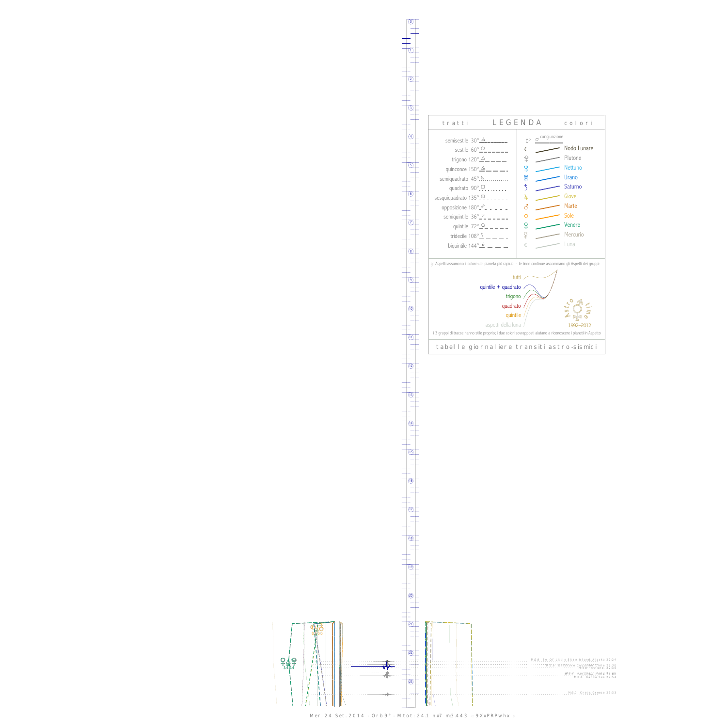## LEGENDA

tratti — colori

| tratti | colori |
|---|---|
| semisestile 30° | 0° congiunzione |
| sestile 60° | Nodo Lunare |
| trigono 120° | Plutone |
| quinconce 150° | Nettuno |
| semiquadrato 45° | Urano |
| quadrato 90° | Saturno |
| sesquiquadrato 135° | Giove |
| opposizione 180° | Marte |
| semiquintile 36° | Sole |
| quintile 72° | Venere |
| tridecile 108° | Mercurio |
| biquintile 144° | Luna |

gli Aspetti assumono il colore del pianeta più rapido - le linee continue assommano gli Aspetti dei gruppi:

- tutti
- quintile + quadrato
- trigono
- quadrato
- quintile
- aspetti della luna

Astro time 1992–2012

i 3 gruppi di tracce hanno stile proprio; i due colori sovrapposti aiutano a riconoscere i pianeti in Aspetto

tabelle giornaliere transiti astro-sismici

M2.9 Sw Of Little Sitkin Island Alaska 22:24

M3.0 Crete Greece 23:33

Mer. 24 Set. 2014 - Orb:9° - M.tot: 24.1 n#7 m:3.443 -: 9XxPRPwhx :-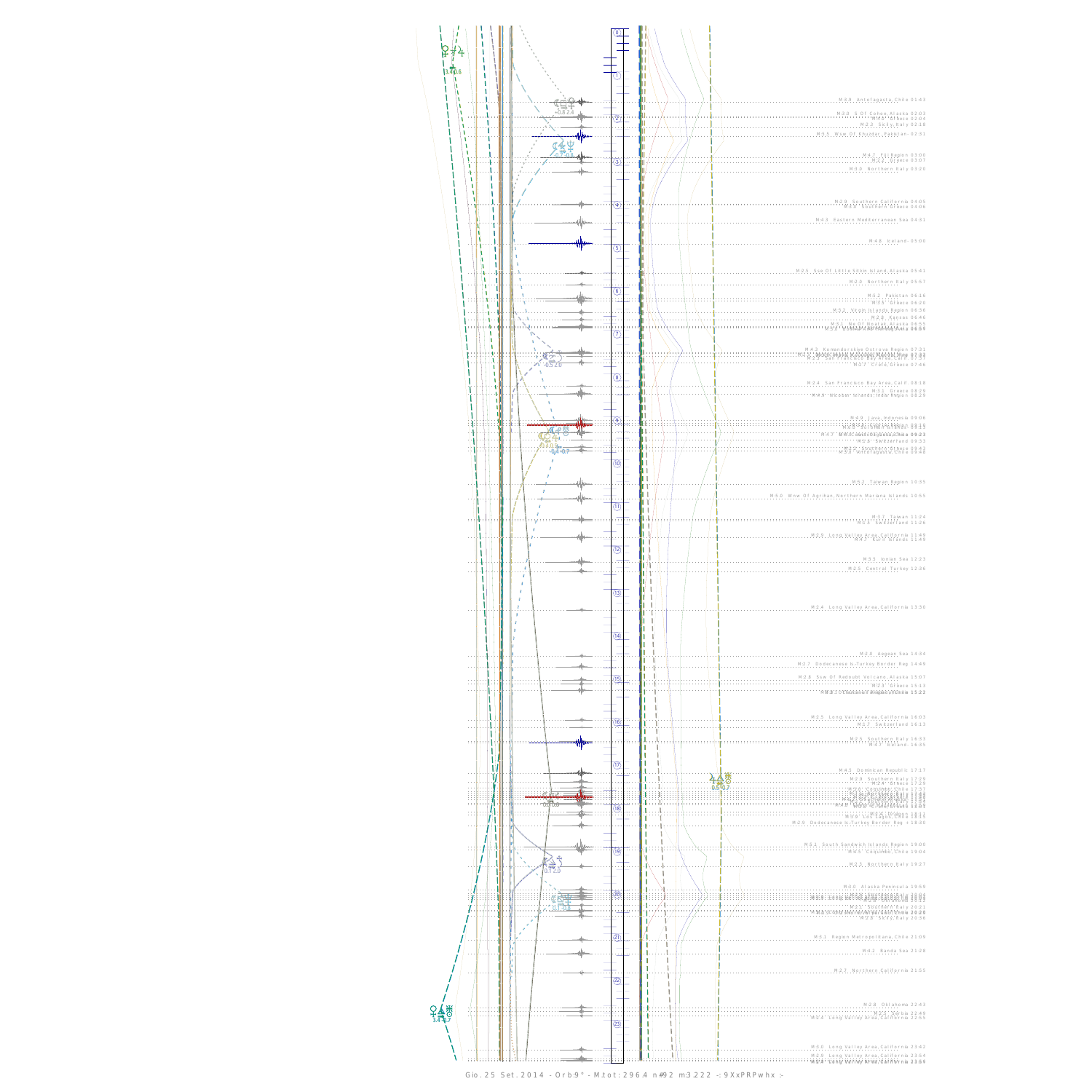M 3.9 Antofagasta, Chile 01:43
M 3.0 S Of Cohoe, Alaska 02:03
M 2.1 Greece 02:04
M 3.3 Sicily, Italy 02:18
M 5.5 Wnw Of Khuzdar, Pakistan 02:31
M 4.7 Fiji Region 03:00
M 2.3 Greece 03:07
M 3.0 Northern Italy 03:20
M 2.9 Southern California 04:05
M 3.0 Southern Greece 04:06
M 4.3 Eastern Mediterranean Sea 04:31
M 4.8 Iceland 05:00
M 2.5 Ssw Of Little Sitkin Island, Alaska 05:41
M 2.0 Northern Italy 05:57
M 5.2 Pakistan 06:16
M 2.1 Greece 06:20
M 3.2 Virgin Islands Region 06:36
M 2.8 Kansas 06:46
M 3.1 Nw Of Noatak, Alaska 06:55
M 4.3 Komandorskiye Ostrova Region 07:31
M 2.5 San Francisco Bay Area, Calif. 07:37
M 2.7 Crete, Greece 07:46
M 2.4 San Francisco Bay Area, Calif. 08:18
M 3.1 Greece 08:29
M 4.9 Nicobar Islands, India Region 08:29
M 4.9 Java, Indonesia 09:06
M 4.7 ... 09:23
M 2.6 Switzerland 09:33
M 2.7 Southern Greece 09:43
M 3.0 Antofagasta, Chile 09:48
M 5.2 Taiwan Region 10:35
M 5.0 Wnw Of Agrihan, Northern Mariana Islands 10:55
M 3.7 Taiwan 11:24
M 2.1 Switzerland 11:26
M 2.9 Long Valley Area, California 11:49
M 4.1 Kuril Islands 11:49
M 3.5 Ionian Sea 12:23
M 2.5 Central Turkey 12:36
M 2.4 Long Valley Area, California 13:30
M 2.0 Aegean Sea 14:34
M 2.7 Dodecanese Is.-Turkey Border Reg 14:49
M 2.8 Ssw Of Redoubt Volcano, Alaska 15:07
M 2.3 Greece 15:13
M 3.2 ... 15:22
M 2.5 Long Valley Area, California 16:03
M 1.7 Switzerland 16:13
M 2.5 Southern Italy 16:33
M 4.3 Iceland 16:35
M 4.5 Dominican Republic 17:17
M 2.9 Southern Italy 17:20
M 2.4 Greece 17:29
M 3.0 Coquimbo, Chile 17:31
M 3.9 Los Lagos, Chile 18:15
M 2.9 Dodecanese Is.-Turkey Border Reg 18:30
M 3.1 South Sandwich Islands Region 19:00
M 4.5 Coquimbo, Chile 19:04
M 2.3 Northern Italy 19:27
M 3.0 Alaska Peninsula 19:59
M 2.1 Southern Italy 20:21
M 2.8 Sicily, Italy 20:36
M 3.1 Region Metropolitana, Chile 21:09
M 4.2 Banda Sea 21:28
M 2.7 Northern California 21:55
M 2.8 Oklahoma 22:43
M 3.5 Serbia 22:49
M 2.4 Long Valley Area, California 22:55
M 3.0 Long Valley Area, California 23:42
M 2.9 Long Valley Area, California 23:54
M 2.8 Long Valley Area, California 23:59

Gio. 25 Set. 2014 - Orb:9° - M.tot: 296.4 n#92 m:3.222 -:9XxPRPwhx :-